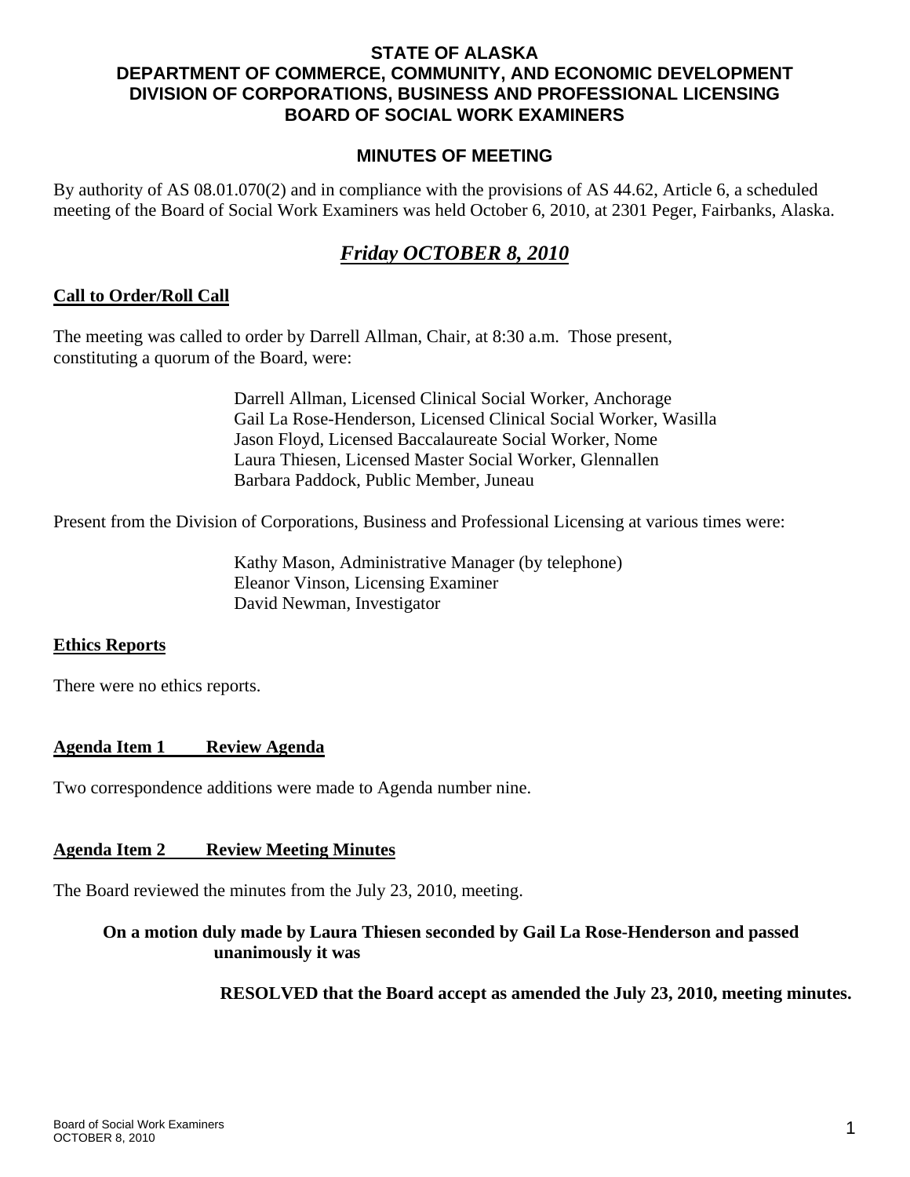**STATE OF ALASKA**
**DEPARTMENT OF COMMERCE, COMMUNITY, AND ECONOMIC DEVELOPMENT**
**DIVISION OF CORPORATIONS, BUSINESS AND PROFESSIONAL LICENSING**
**BOARD OF SOCIAL WORK EXAMINERS**

**MINUTES OF MEETING**

By authority of AS 08.01.070(2) and in compliance with the provisions of AS 44.62, Article 6, a scheduled meeting of the Board of Social Work Examiners was held October 6, 2010, at 2301 Peger, Fairbanks, Alaska.

## ***Friday OCTOBER 8, 2010***

**Call to Order/Roll Call**

The meeting was called to order by Darrell Allman, Chair, at 8:30 a.m. Those present, constituting a quorum of the Board, were:

Darrell Allman, Licensed Clinical Social Worker, Anchorage
Gail La Rose-Henderson, Licensed Clinical Social Worker, Wasilla
Jason Floyd, Licensed Baccalaureate Social Worker, Nome
Laura Thiesen, Licensed Master Social Worker, Glennallen
Barbara Paddock, Public Member, Juneau

Present from the Division of Corporations, Business and Professional Licensing at various times were:

Kathy Mason, Administrative Manager (by telephone)
Eleanor Vinson, Licensing Examiner
David Newman, Investigator

**Ethics Reports**

There were no ethics reports.

**Agenda Item 1 Review Agenda**

Two correspondence additions were made to Agenda number nine.

**Agenda Item 2 Review Meeting Minutes**

The Board reviewed the minutes from the July 23, 2010, meeting.

**On a motion duly made by Laura Thiesen seconded by Gail La Rose-Henderson and passed unanimously it was**

**RESOLVED that the Board accept as amended the July 23, 2010, meeting minutes.**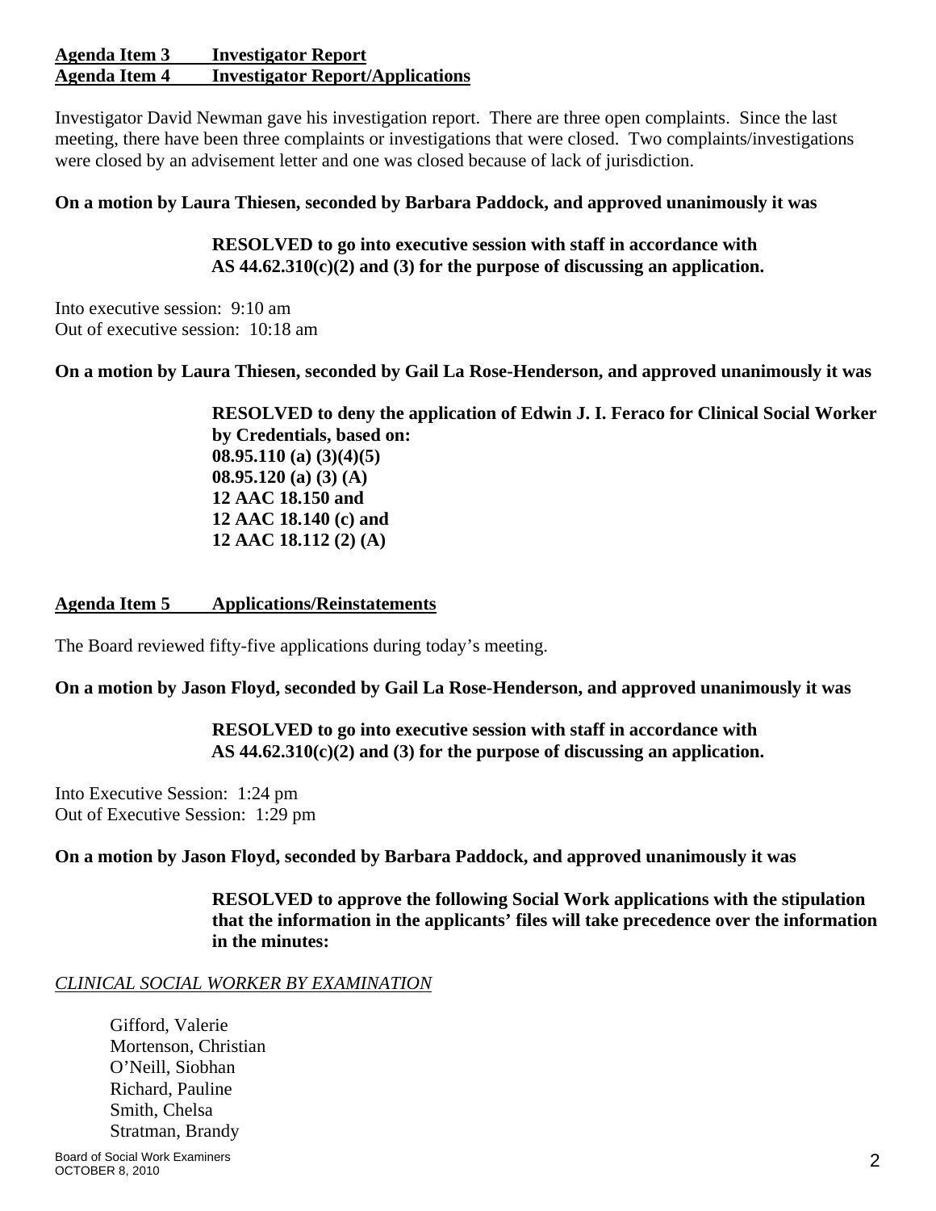**Agenda Item 3 Investigator Report**
**Agenda Item 4 Investigator Report/Applications**

Investigator David Newman gave his investigation report. There are three open complaints. Since the last meeting, there have been three complaints or investigations that were closed. Two complaints/investigations were closed by an advisement letter and one was closed because of lack of jurisdiction.

**On a motion by Laura Thiesen, seconded by Barbara Paddock, and approved unanimously it was**

> **RESOLVED to go into executive session with staff in accordance with AS 44.62.310(c)(2) and (3) for the purpose of discussing an application.**

Into executive session: 9:10 am
Out of executive session: 10:18 am

**On a motion by Laura Thiesen, seconded by Gail La Rose-Henderson, and approved unanimously it was**

> **RESOLVED to deny the application of Edwin J. I. Feraco for Clinical Social Worker by Credentials, based on:**
> **08.95.110 (a) (3)(4)(5)**
> **08.95.120 (a) (3) (A)**
> **12 AAC 18.150 and**
> **12 AAC 18.140 (c) and**
> **12 AAC 18.112 (2) (A)**

**Agenda Item 5 Applications/Reinstatements**

The Board reviewed fifty-five applications during today's meeting.

**On a motion by Jason Floyd, seconded by Gail La Rose-Henderson, and approved unanimously it was**

> **RESOLVED to go into executive session with staff in accordance with AS 44.62.310(c)(2) and (3) for the purpose of discussing an application.**

Into Executive Session: 1:24 pm
Out of Executive Session: 1:29 pm

**On a motion by Jason Floyd, seconded by Barbara Paddock, and approved unanimously it was**

> **RESOLVED to approve the following Social Work applications with the stipulation that the information in the applicants' files will take precedence over the information in the minutes:**

*CLINICAL SOCIAL WORKER BY EXAMINATION*

Gifford, Valerie
Mortenson, Christian
O'Neill, Siobhan
Richard, Pauline
Smith, Chelsa
Stratman, Brandy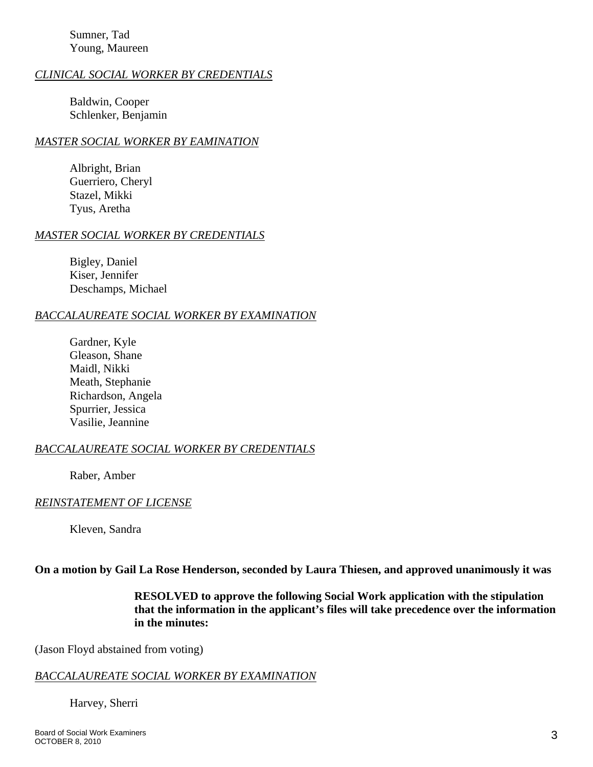Sumner, Tad
Young, Maureen

*CLINICAL SOCIAL WORKER BY CREDENTIALS*

Baldwin, Cooper
Schlenker, Benjamin

*MASTER SOCIAL WORKER BY EAMINATION*

Albright, Brian
Guerriero, Cheryl
Stazel, Mikki
Tyus, Aretha

*MASTER SOCIAL WORKER BY CREDENTIALS*

Bigley, Daniel
Kiser, Jennifer
Deschamps, Michael

*BACCALAUREATE SOCIAL WORKER BY EXAMINATION*

Gardner, Kyle
Gleason, Shane
Maidl, Nikki
Meath, Stephanie
Richardson, Angela
Spurrier, Jessica
Vasilie, Jeannine

*BACCALAUREATE SOCIAL WORKER BY CREDENTIALS*

Raber, Amber

*REINSTATEMENT OF LICENSE*

Kleven, Sandra

**On a motion by Gail La Rose Henderson, seconded by Laura Thiesen, and approved unanimously it was**

> **RESOLVED to approve the following Social Work application with the stipulation that the information in the applicant's files will take precedence over the information in the minutes:**

(Jason Floyd abstained from voting)

*BACCALAUREATE SOCIAL WORKER BY EXAMINATION*

Harvey, Sherri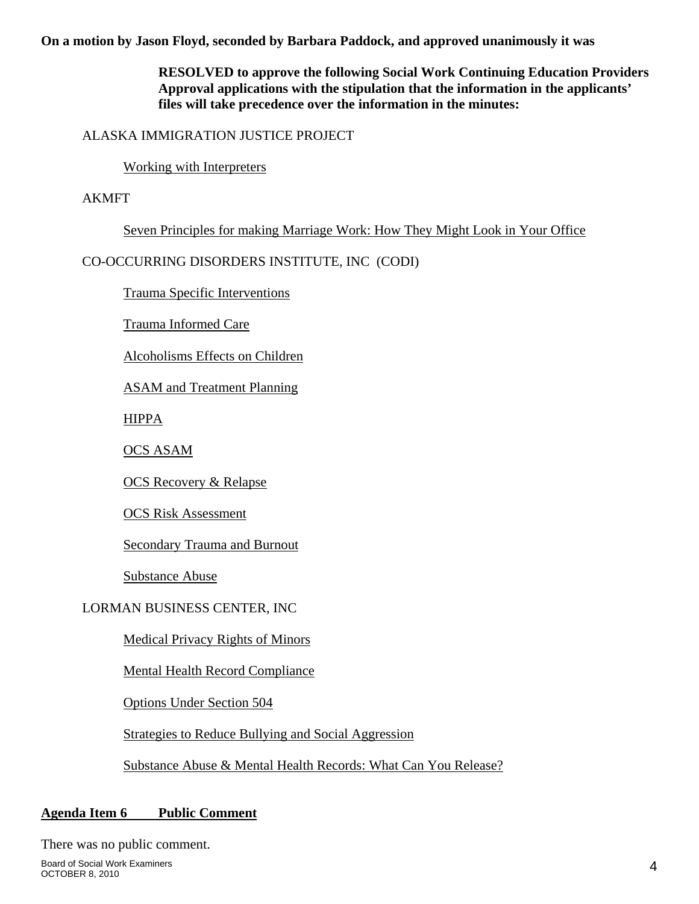**On a motion by Jason Floyd, seconded by Barbara Paddock, and approved unanimously it was**

> **RESOLVED to approve the following Social Work Continuing Education Providers Approval applications with the stipulation that the information in the applicants' files will take precedence over the information in the minutes:**

ALASKA IMMIGRATION JUSTICE PROJECT

- Working with Interpreters

AKMFT

- Seven Principles for making Marriage Work: How They Might Look in Your Office

CO-OCCURRING DISORDERS INSTITUTE, INC (CODI)

- Trauma Specific Interventions
- Trauma Informed Care
- Alcoholisms Effects on Children
- ASAM and Treatment Planning
- HIPPA
- OCS ASAM
- OCS Recovery & Relapse
- OCS Risk Assessment
- Secondary Trauma and Burnout
- Substance Abuse

LORMAN BUSINESS CENTER, INC

- Medical Privacy Rights of Minors
- Mental Health Record Compliance
- Options Under Section 504
- Strategies to Reduce Bullying and Social Aggression
- Substance Abuse & Mental Health Records: What Can You Release?

## Agenda Item 6 Public Comment

There was no public comment.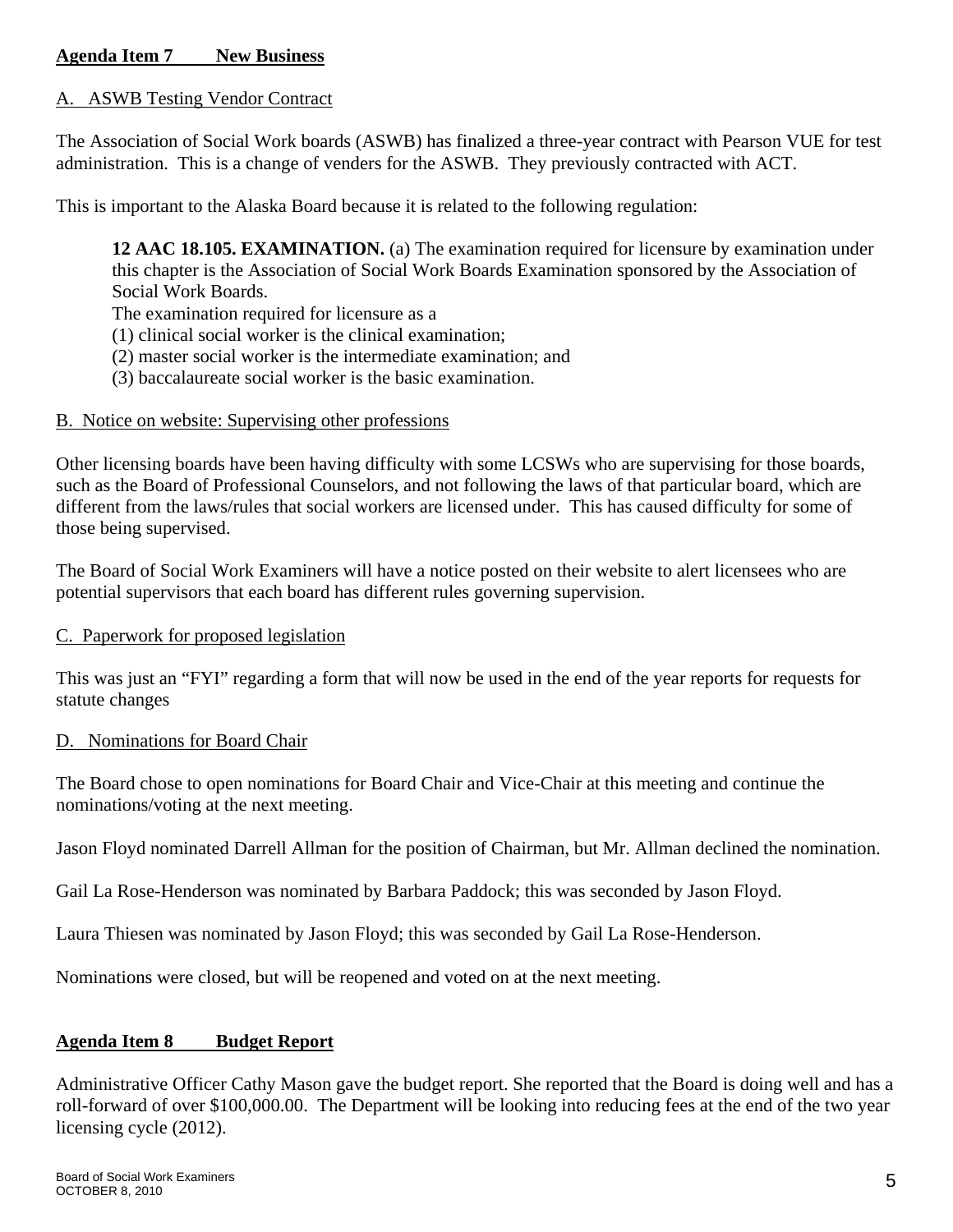## Agenda Item 7 New Business

A. ASWB Testing Vendor Contract

The Association of Social Work boards (ASWB) has finalized a three-year contract with Pearson VUE for test administration. This is a change of venders for the ASWB. They previously contracted with ACT.

This is important to the Alaska Board because it is related to the following regulation:

> **12 AAC 18.105. EXAMINATION.** (a) The examination required for licensure by examination under this chapter is the Association of Social Work Boards Examination sponsored by the Association of Social Work Boards.
> The examination required for licensure as a
> (1) clinical social worker is the clinical examination;
> (2) master social worker is the intermediate examination; and
> (3) baccalaureate social worker is the basic examination.

B. Notice on website: Supervising other professions

Other licensing boards have been having difficulty with some LCSWs who are supervising for those boards, such as the Board of Professional Counselors, and not following the laws of that particular board, which are different from the laws/rules that social workers are licensed under. This has caused difficulty for some of those being supervised.

The Board of Social Work Examiners will have a notice posted on their website to alert licensees who are potential supervisors that each board has different rules governing supervision.

C. Paperwork for proposed legislation

This was just an "FYI" regarding a form that will now be used in the end of the year reports for requests for statute changes

D. Nominations for Board Chair

The Board chose to open nominations for Board Chair and Vice-Chair at this meeting and continue the nominations/voting at the next meeting.

Jason Floyd nominated Darrell Allman for the position of Chairman, but Mr. Allman declined the nomination.

Gail La Rose-Henderson was nominated by Barbara Paddock; this was seconded by Jason Floyd.

Laura Thiesen was nominated by Jason Floyd; this was seconded by Gail La Rose-Henderson.

Nominations were closed, but will be reopened and voted on at the next meeting.

## Agenda Item 8 Budget Report

Administrative Officer Cathy Mason gave the budget report. She reported that the Board is doing well and has a roll-forward of over $100,000.00. The Department will be looking into reducing fees at the end of the two year licensing cycle (2012).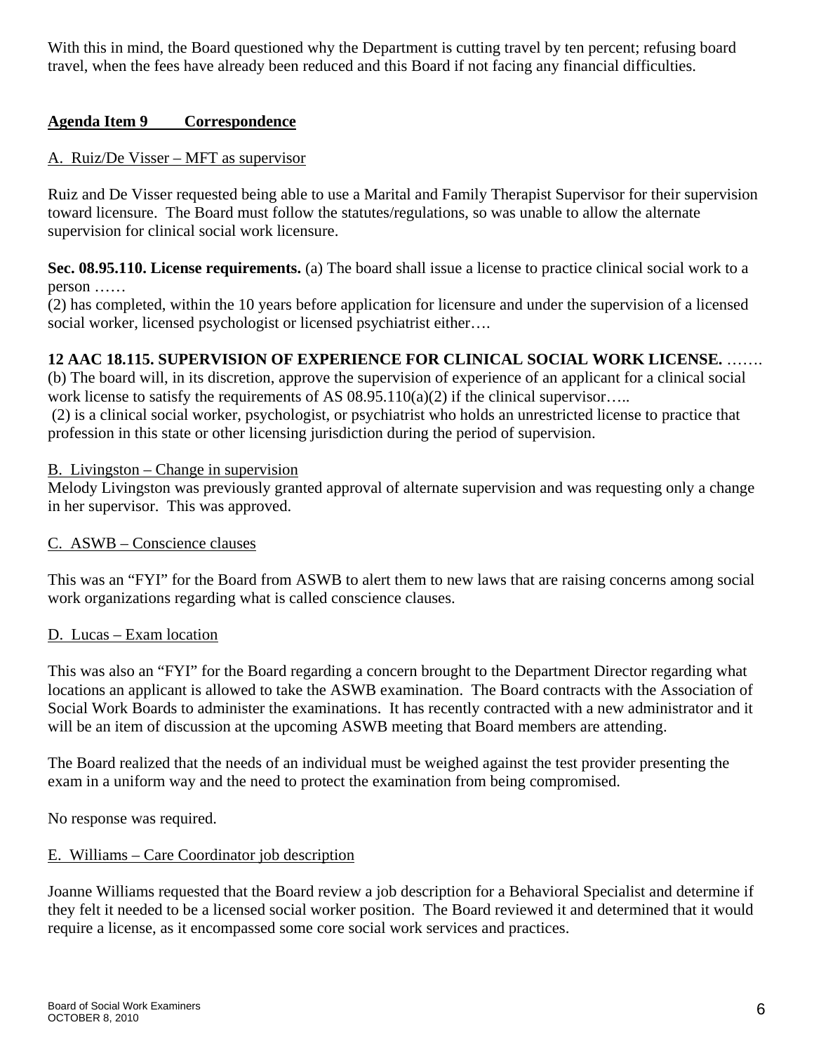With this in mind, the Board questioned why the Department is cutting travel by ten percent; refusing board travel, when the fees have already been reduced and this Board if not facing any financial difficulties.

## Agenda Item 9 Correspondence

A. Ruiz/De Visser – MFT as supervisor

Ruiz and De Visser requested being able to use a Marital and Family Therapist Supervisor for their supervision toward licensure. The Board must follow the statutes/regulations, so was unable to allow the alternate supervision for clinical social work licensure.

**Sec. 08.95.110. License requirements.** (a) The board shall issue a license to practice clinical social work to a person ……
(2) has completed, within the 10 years before application for licensure and under the supervision of a licensed social worker, licensed psychologist or licensed psychiatrist either….

**12 AAC 18.115. SUPERVISION OF EXPERIENCE FOR CLINICAL SOCIAL WORK LICENSE.** …….
(b) The board will, in its discretion, approve the supervision of experience of an applicant for a clinical social work license to satisfy the requirements of AS 08.95.110(a)(2) if the clinical supervisor…..
(2) is a clinical social worker, psychologist, or psychiatrist who holds an unrestricted license to practice that profession in this state or other licensing jurisdiction during the period of supervision.

B. Livingston – Change in supervision

Melody Livingston was previously granted approval of alternate supervision and was requesting only a change in her supervisor. This was approved.

C. ASWB – Conscience clauses

This was an "FYI" for the Board from ASWB to alert them to new laws that are raising concerns among social work organizations regarding what is called conscience clauses.

D. Lucas – Exam location

This was also an "FYI" for the Board regarding a concern brought to the Department Director regarding what locations an applicant is allowed to take the ASWB examination. The Board contracts with the Association of Social Work Boards to administer the examinations. It has recently contracted with a new administrator and it will be an item of discussion at the upcoming ASWB meeting that Board members are attending.

The Board realized that the needs of an individual must be weighed against the test provider presenting the exam in a uniform way and the need to protect the examination from being compromised.

No response was required.

E. Williams – Care Coordinator job description

Joanne Williams requested that the Board review a job description for a Behavioral Specialist and determine if they felt it needed to be a licensed social worker position. The Board reviewed it and determined that it would require a license, as it encompassed some core social work services and practices.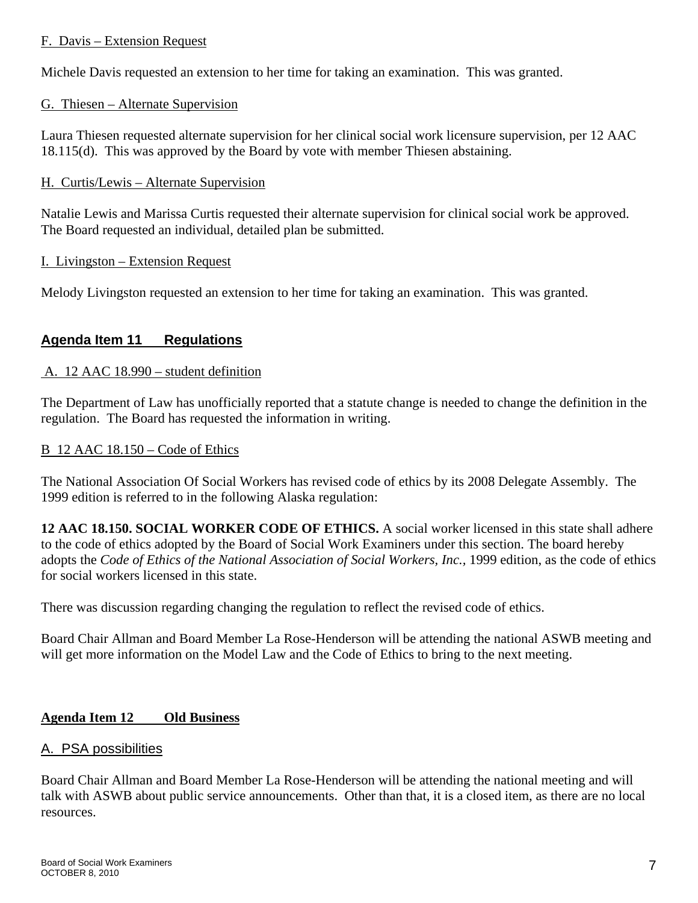F. Davis – Extension Request

Michele Davis requested an extension to her time for taking an examination. This was granted.

G. Thiesen – Alternate Supervision

Laura Thiesen requested alternate supervision for her clinical social work licensure supervision, per 12 AAC 18.115(d). This was approved by the Board by vote with member Thiesen abstaining.

H. Curtis/Lewis – Alternate Supervision

Natalie Lewis and Marissa Curtis requested their alternate supervision for clinical social work be approved. The Board requested an individual, detailed plan be submitted.

I. Livingston – Extension Request

Melody Livingston requested an extension to her time for taking an examination. This was granted.

## Agenda Item 11 Regulations

A. 12 AAC 18.990 – student definition

The Department of Law has unofficially reported that a statute change is needed to change the definition in the regulation. The Board has requested the information in writing.

B 12 AAC 18.150 – Code of Ethics

The National Association Of Social Workers has revised code of ethics by its 2008 Delegate Assembly. The 1999 edition is referred to in the following Alaska regulation:

**12 AAC 18.150. SOCIAL WORKER CODE OF ETHICS.** A social worker licensed in this state shall adhere to the code of ethics adopted by the Board of Social Work Examiners under this section. The board hereby adopts the *Code of Ethics of the National Association of Social Workers, Inc.*, 1999 edition, as the code of ethics for social workers licensed in this state.

There was discussion regarding changing the regulation to reflect the revised code of ethics.

Board Chair Allman and Board Member La Rose-Henderson will be attending the national ASWB meeting and will get more information on the Model Law and the Code of Ethics to bring to the next meeting.

## Agenda Item 12 Old Business

A. PSA possibilities

Board Chair Allman and Board Member La Rose-Henderson will be attending the national meeting and will talk with ASWB about public service announcements. Other than that, it is a closed item, as there are no local resources.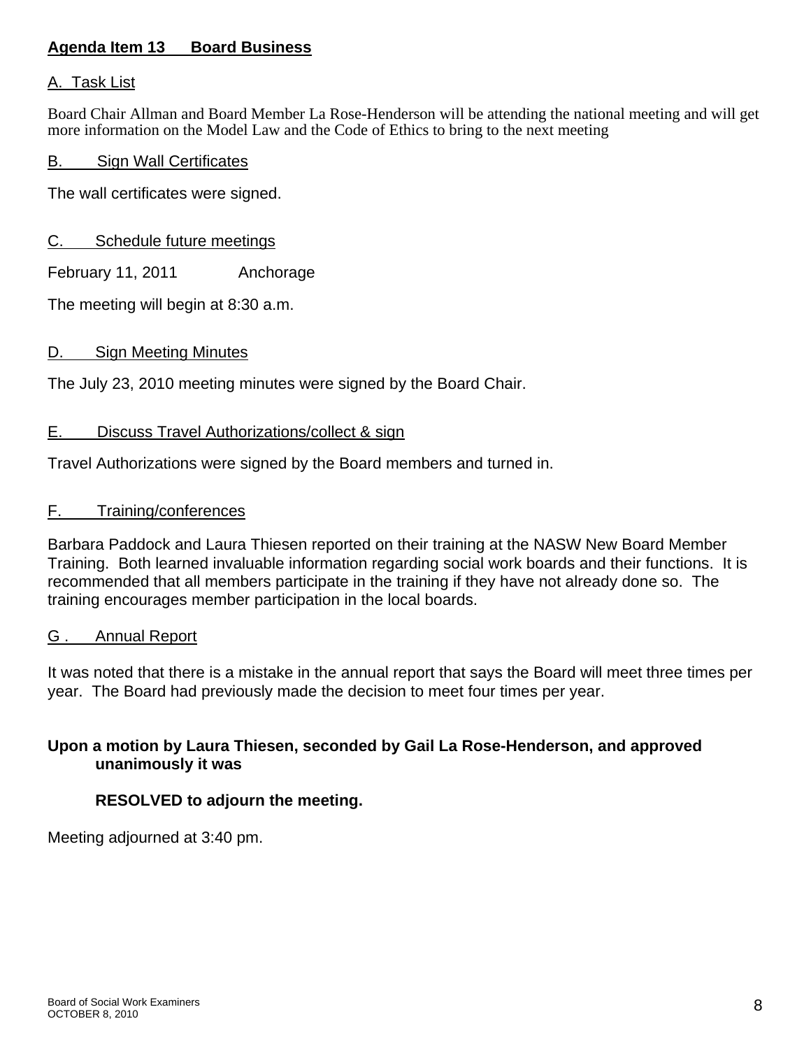**Agenda Item 13 Board Business**

A. Task List

Board Chair Allman and Board Member La Rose-Henderson will be attending the national meeting and will get more information on the Model Law and the Code of Ethics to bring to the next meeting

B. Sign Wall Certificates

The wall certificates were signed.

C. Schedule future meetings

February 11, 2011 Anchorage

The meeting will begin at 8:30 a.m.

D. Sign Meeting Minutes

The July 23, 2010 meeting minutes were signed by the Board Chair.

E. Discuss Travel Authorizations/collect & sign

Travel Authorizations were signed by the Board members and turned in.

F. Training/conferences

Barbara Paddock and Laura Thiesen reported on their training at the NASW New Board Member Training. Both learned invaluable information regarding social work boards and their functions. It is recommended that all members participate in the training if they have not already done so. The training encourages member participation in the local boards.

G . Annual Report

It was noted that there is a mistake in the annual report that says the Board will meet three times per year. The Board had previously made the decision to meet four times per year.

**Upon a motion by Laura Thiesen, seconded by Gail La Rose-Henderson, and approved unanimously it was**

**RESOLVED to adjourn the meeting.**

Meeting adjourned at 3:40 pm.